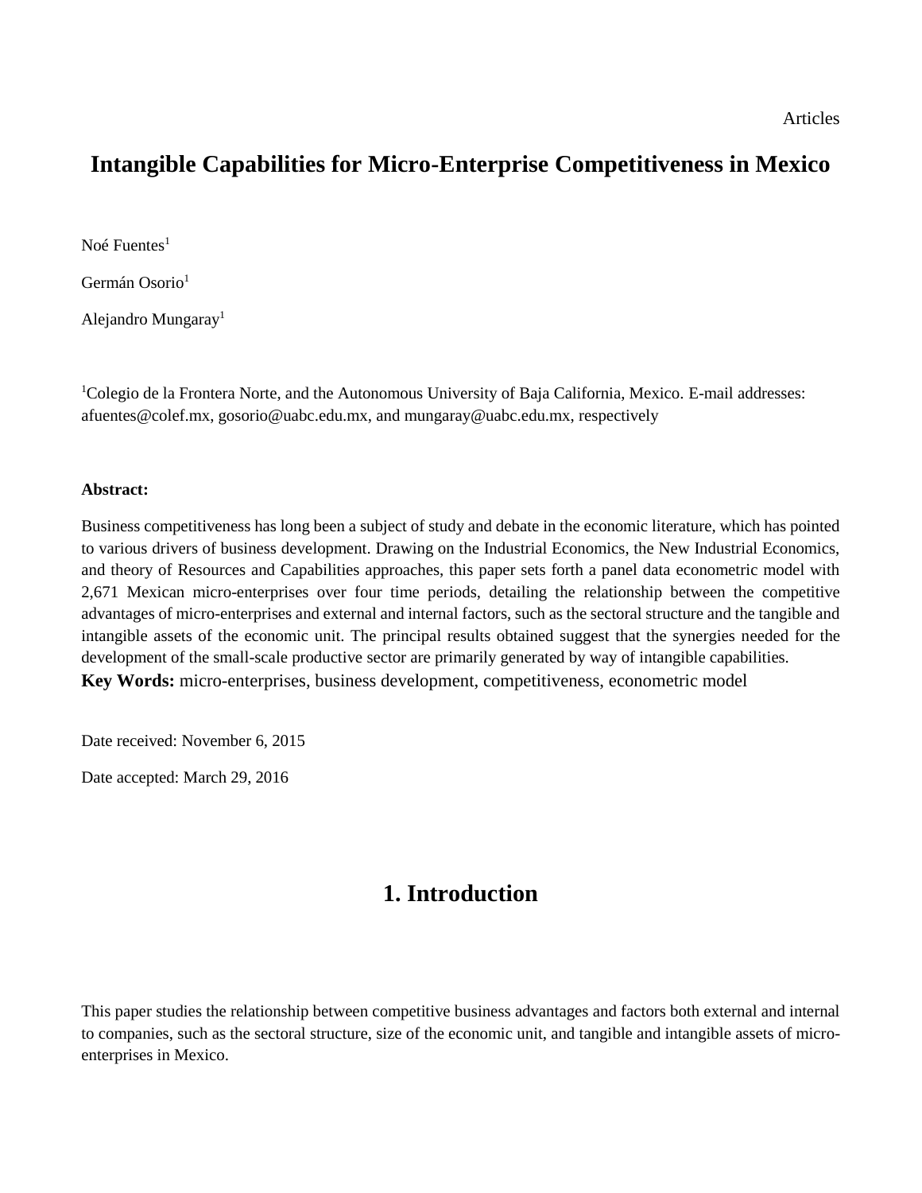Articles

# Intangible Capabilities for Micro-Enterprise Competitiveness in Mexico

Noé Fuentes[1]

Germán Osorio[1]

Alejandro Mungaray[1]

[1]Colegio de la Frontera Norte, and the Autonomous University of Baja California, Mexico. E-mail addresses: afuentes@colef.mx, gosorio@uabc.edu.mx, and mungaray@uabc.edu.mx, respectively

**Abstract:**

Business competitiveness has long been a subject of study and debate in the economic literature, which has pointed to various drivers of business development. Drawing on the Industrial Economics, the New Industrial Economics, and theory of Resources and Capabilities approaches, this paper sets forth a panel data econometric model with 2,671 Mexican micro-enterprises over four time periods, detailing the relationship between the competitive advantages of micro-enterprises and external and internal factors, such as the sectoral structure and the tangible and intangible assets of the economic unit. The principal results obtained suggest that the synergies needed for the development of the small-scale productive sector are primarily generated by way of intangible capabilities.

**Key Words:** micro-enterprises, business development, competitiveness, econometric model

Date received: November 6, 2015

Date accepted: March 29, 2016

## 1. Introduction

This paper studies the relationship between competitive business advantages and factors both external and internal to companies, such as the sectoral structure, size of the economic unit, and tangible and intangible assets of micro-enterprises in Mexico.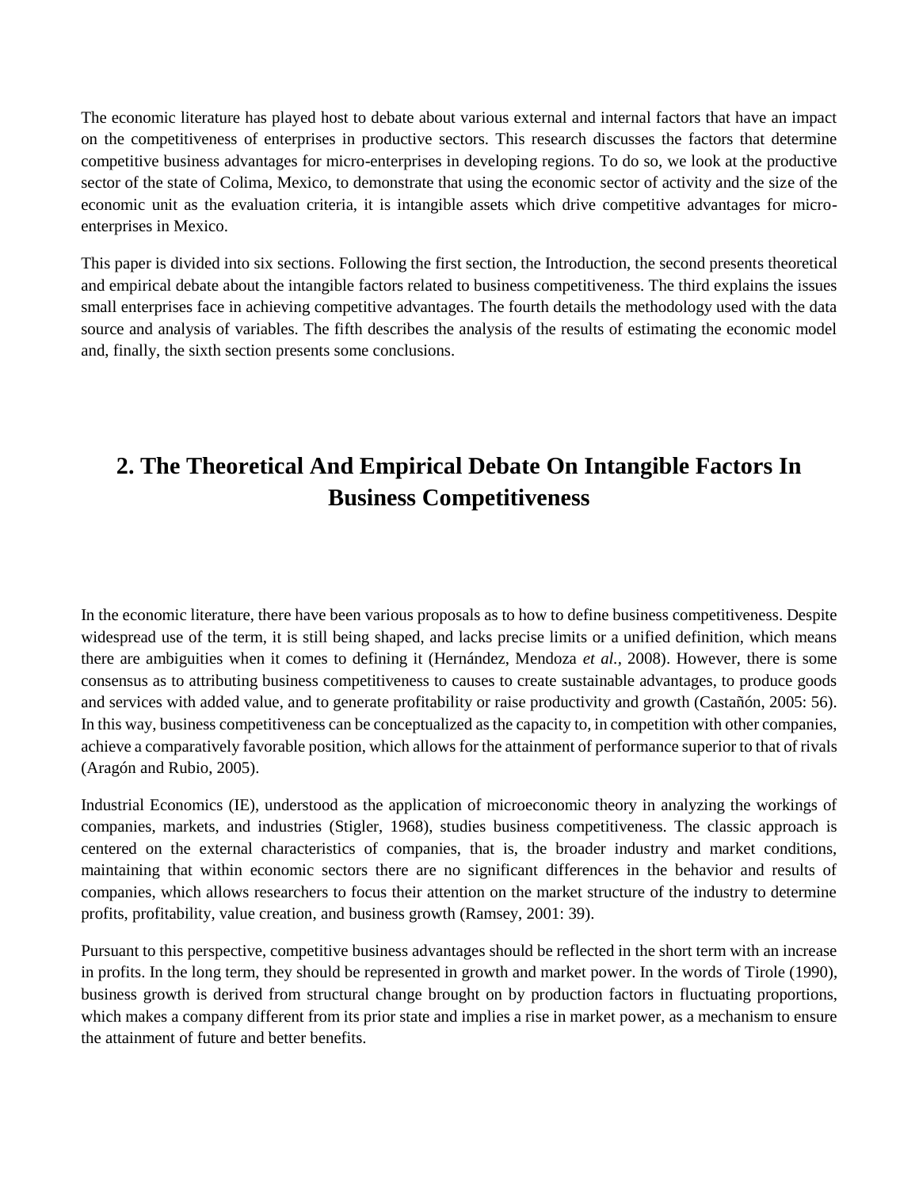The economic literature has played host to debate about various external and internal factors that have an impact on the competitiveness of enterprises in productive sectors. This research discusses the factors that determine competitive business advantages for micro-enterprises in developing regions. To do so, we look at the productive sector of the state of Colima, Mexico, to demonstrate that using the economic sector of activity and the size of the economic unit as the evaluation criteria, it is intangible assets which drive competitive advantages for micro-enterprises in Mexico.

This paper is divided into six sections. Following the first section, the Introduction, the second presents theoretical and empirical debate about the intangible factors related to business competitiveness. The third explains the issues small enterprises face in achieving competitive advantages. The fourth details the methodology used with the data source and analysis of variables. The fifth describes the analysis of the results of estimating the economic model and, finally, the sixth section presents some conclusions.

## 2. The Theoretical And Empirical Debate On Intangible Factors In Business Competitiveness

In the economic literature, there have been various proposals as to how to define business competitiveness. Despite widespread use of the term, it is still being shaped, and lacks precise limits or a unified definition, which means there are ambiguities when it comes to defining it (Hernández, Mendoza *et al.*, 2008). However, there is some consensus as to attributing business competitiveness to causes to create sustainable advantages, to produce goods and services with added value, and to generate profitability or raise productivity and growth (Castañón, 2005: 56). In this way, business competitiveness can be conceptualized as the capacity to, in competition with other companies, achieve a comparatively favorable position, which allows for the attainment of performance superior to that of rivals (Aragón and Rubio, 2005).

Industrial Economics (IE), understood as the application of microeconomic theory in analyzing the workings of companies, markets, and industries (Stigler, 1968), studies business competitiveness. The classic approach is centered on the external characteristics of companies, that is, the broader industry and market conditions, maintaining that within economic sectors there are no significant differences in the behavior and results of companies, which allows researchers to focus their attention on the market structure of the industry to determine profits, profitability, value creation, and business growth (Ramsey, 2001: 39).

Pursuant to this perspective, competitive business advantages should be reflected in the short term with an increase in profits. In the long term, they should be represented in growth and market power. In the words of Tirole (1990), business growth is derived from structural change brought on by production factors in fluctuating proportions, which makes a company different from its prior state and implies a rise in market power, as a mechanism to ensure the attainment of future and better benefits.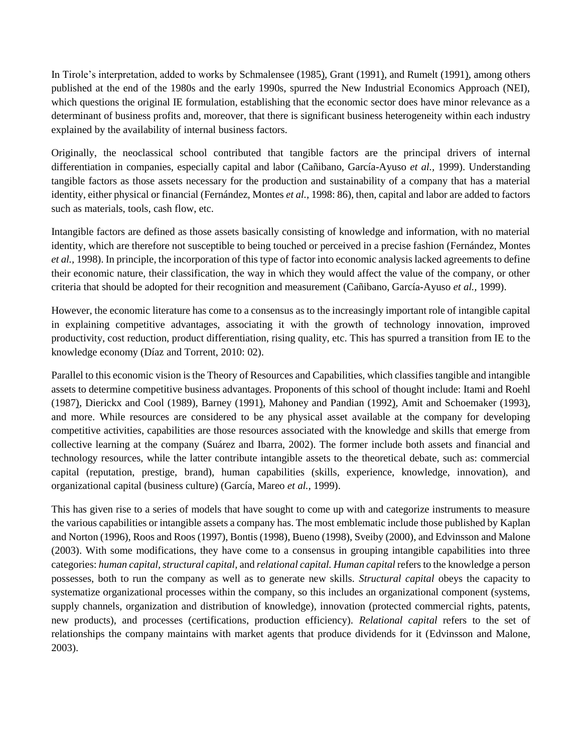In Tirole's interpretation, added to works by Schmalensee (1985), Grant (1991), and Rumelt (1991), among others published at the end of the 1980s and the early 1990s, spurred the New Industrial Economics Approach (NEI), which questions the original IE formulation, establishing that the economic sector does have minor relevance as a determinant of business profits and, moreover, that there is significant business heterogeneity within each industry explained by the availability of internal business factors.

Originally, the neoclassical school contributed that tangible factors are the principal drivers of internal differentiation in companies, especially capital and labor (Cañibano, García-Ayuso *et al.*, 1999). Understanding tangible factors as those assets necessary for the production and sustainability of a company that has a material identity, either physical or financial (Fernández, Montes *et al.*, 1998: 86), then, capital and labor are added to factors such as materials, tools, cash flow, etc.

Intangible factors are defined as those assets basically consisting of knowledge and information, with no material identity, which are therefore not susceptible to being touched or perceived in a precise fashion (Fernández, Montes *et al.*, 1998). In principle, the incorporation of this type of factor into economic analysis lacked agreements to define their economic nature, their classification, the way in which they would affect the value of the company, or other criteria that should be adopted for their recognition and measurement (Cañibano, García-Ayuso *et al.*, 1999).

However, the economic literature has come to a consensus as to the increasingly important role of intangible capital in explaining competitive advantages, associating it with the growth of technology innovation, improved productivity, cost reduction, product differentiation, rising quality, etc. This has spurred a transition from IE to the knowledge economy (Díaz and Torrent, 2010: 02).

Parallel to this economic vision is the Theory of Resources and Capabilities, which classifies tangible and intangible assets to determine competitive business advantages. Proponents of this school of thought include: Itami and Roehl (1987), Dierickx and Cool (1989), Barney (1991), Mahoney and Pandian (1992), Amit and Schoemaker (1993), and more. While resources are considered to be any physical asset available at the company for developing competitive activities, capabilities are those resources associated with the knowledge and skills that emerge from collective learning at the company (Suárez and Ibarra, 2002). The former include both assets and financial and technology resources, while the latter contribute intangible assets to the theoretical debate, such as: commercial capital (reputation, prestige, brand), human capabilities (skills, experience, knowledge, innovation), and organizational capital (business culture) (García, Mareo *et al.*, 1999).

This has given rise to a series of models that have sought to come up with and categorize instruments to measure the various capabilities or intangible assets a company has. The most emblematic include those published by Kaplan and Norton (1996), Roos and Roos (1997), Bontis (1998), Bueno (1998), Sveiby (2000), and Edvinsson and Malone (2003). With some modifications, they have come to a consensus in grouping intangible capabilities into three categories: *human capital*, *structural capital*, and *relational capital*. *Human capital* refers to the knowledge a person possesses, both to run the company as well as to generate new skills. *Structural capital* obeys the capacity to systematize organizational processes within the company, so this includes an organizational component (systems, supply channels, organization and distribution of knowledge), innovation (protected commercial rights, patents, new products), and processes (certifications, production efficiency). *Relational capital* refers to the set of relationships the company maintains with market agents that produce dividends for it (Edvinsson and Malone, 2003).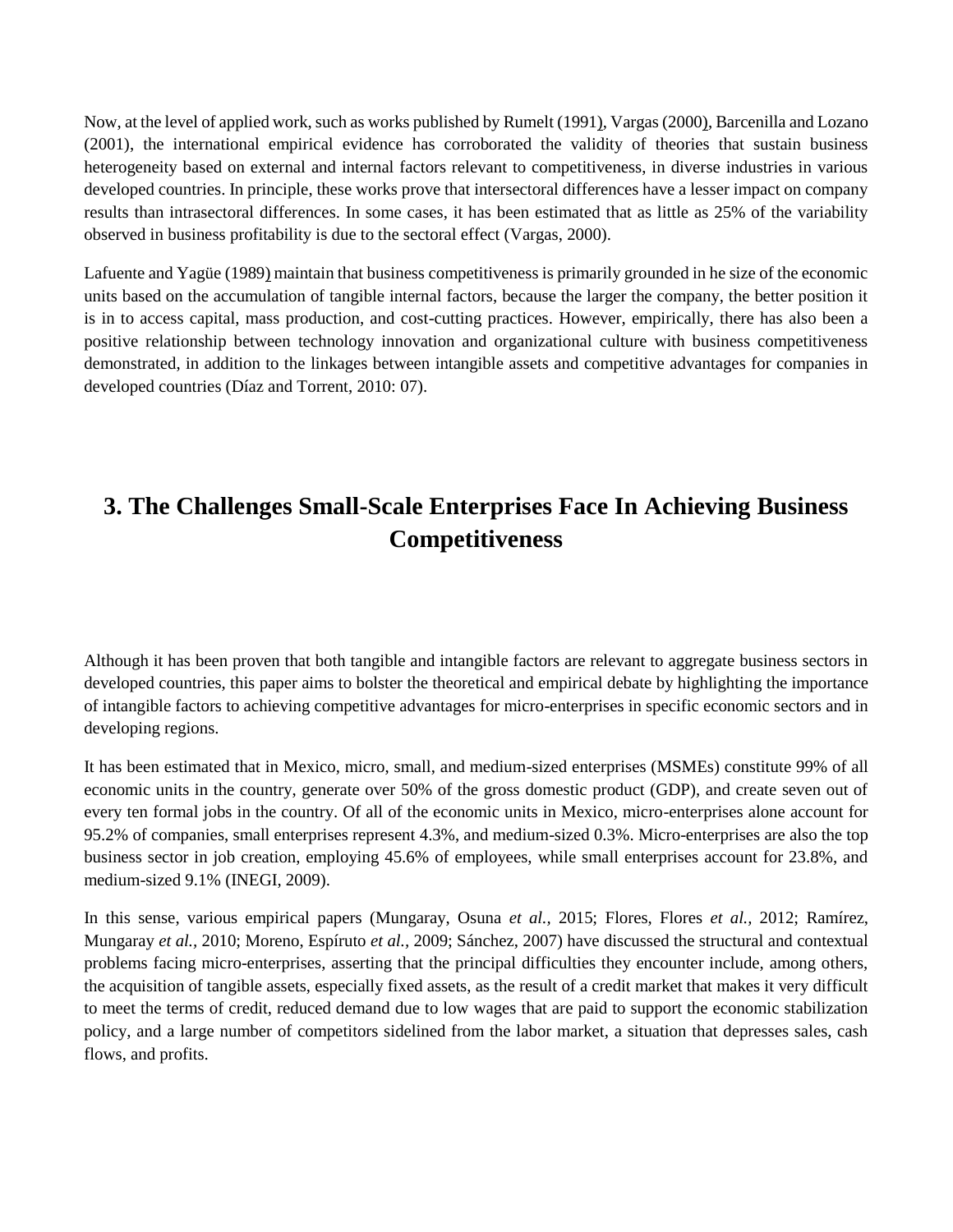Now, at the level of applied work, such as works published by Rumelt (1991), Vargas (2000), Barcenilla and Lozano (2001), the international empirical evidence has corroborated the validity of theories that sustain business heterogeneity based on external and internal factors relevant to competitiveness, in diverse industries in various developed countries. In principle, these works prove that intersectoral differences have a lesser impact on company results than intrasectoral differences. In some cases, it has been estimated that as little as 25% of the variability observed in business profitability is due to the sectoral effect (Vargas, 2000).

Lafuente and Yagüe (1989) maintain that business competitiveness is primarily grounded in he size of the economic units based on the accumulation of tangible internal factors, because the larger the company, the better position it is in to access capital, mass production, and cost-cutting practices. However, empirically, there has also been a positive relationship between technology innovation and organizational culture with business competitiveness demonstrated, in addition to the linkages between intangible assets and competitive advantages for companies in developed countries (Díaz and Torrent, 2010: 07).

## 3. The Challenges Small-Scale Enterprises Face In Achieving Business Competitiveness

Although it has been proven that both tangible and intangible factors are relevant to aggregate business sectors in developed countries, this paper aims to bolster the theoretical and empirical debate by highlighting the importance of intangible factors to achieving competitive advantages for micro-enterprises in specific economic sectors and in developing regions.

It has been estimated that in Mexico, micro, small, and medium-sized enterprises (MSMEs) constitute 99% of all economic units in the country, generate over 50% of the gross domestic product (GDP), and create seven out of every ten formal jobs in the country. Of all of the economic units in Mexico, micro-enterprises alone account for 95.2% of companies, small enterprises represent 4.3%, and medium-sized 0.3%. Micro-enterprises are also the top business sector in job creation, employing 45.6% of employees, while small enterprises account for 23.8%, and medium-sized 9.1% (INEGI, 2009).

In this sense, various empirical papers (Mungaray, Osuna *et al.,* 2015; Flores, Flores *et al.,* 2012; Ramírez, Mungaray *et al.,* 2010; Moreno, Espíruto *et al.,* 2009; Sánchez, 2007) have discussed the structural and contextual problems facing micro-enterprises, asserting that the principal difficulties they encounter include, among others, the acquisition of tangible assets, especially fixed assets, as the result of a credit market that makes it very difficult to meet the terms of credit, reduced demand due to low wages that are paid to support the economic stabilization policy, and a large number of competitors sidelined from the labor market, a situation that depresses sales, cash flows, and profits.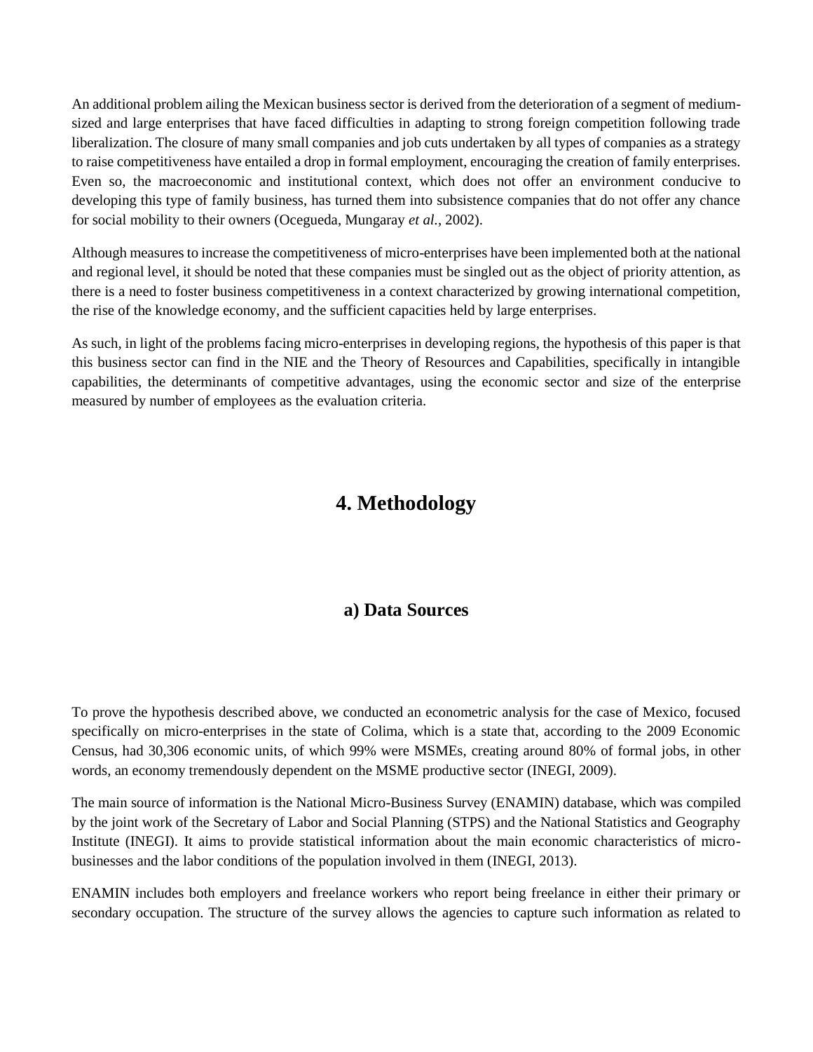An additional problem ailing the Mexican business sector is derived from the deterioration of a segment of medium-sized and large enterprises that have faced difficulties in adapting to strong foreign competition following trade liberalization. The closure of many small companies and job cuts undertaken by all types of companies as a strategy to raise competitiveness have entailed a drop in formal employment, encouraging the creation of family enterprises. Even so, the macroeconomic and institutional context, which does not offer an environment conducive to developing this type of family business, has turned them into subsistence companies that do not offer any chance for social mobility to their owners (Ocegueda, Mungaray *et al.*, 2002).

Although measures to increase the competitiveness of micro-enterprises have been implemented both at the national and regional level, it should be noted that these companies must be singled out as the object of priority attention, as there is a need to foster business competitiveness in a context characterized by growing international competition, the rise of the knowledge economy, and the sufficient capacities held by large enterprises.

As such, in light of the problems facing micro-enterprises in developing regions, the hypothesis of this paper is that this business sector can find in the NIE and the Theory of Resources and Capabilities, specifically in intangible capabilities, the determinants of competitive advantages, using the economic sector and size of the enterprise measured by number of employees as the evaluation criteria.

# 4. Methodology

## a) Data Sources

To prove the hypothesis described above, we conducted an econometric analysis for the case of Mexico, focused specifically on micro-enterprises in the state of Colima, which is a state that, according to the 2009 Economic Census, had 30,306 economic units, of which 99% were MSMEs, creating around 80% of formal jobs, in other words, an economy tremendously dependent on the MSME productive sector (INEGI, 2009).

The main source of information is the National Micro-Business Survey (ENAMIN) database, which was compiled by the joint work of the Secretary of Labor and Social Planning (STPS) and the National Statistics and Geography Institute (INEGI). It aims to provide statistical information about the main economic characteristics of micro-businesses and the labor conditions of the population involved in them (INEGI, 2013).

ENAMIN includes both employers and freelance workers who report being freelance in either their primary or secondary occupation. The structure of the survey allows the agencies to capture such information as related to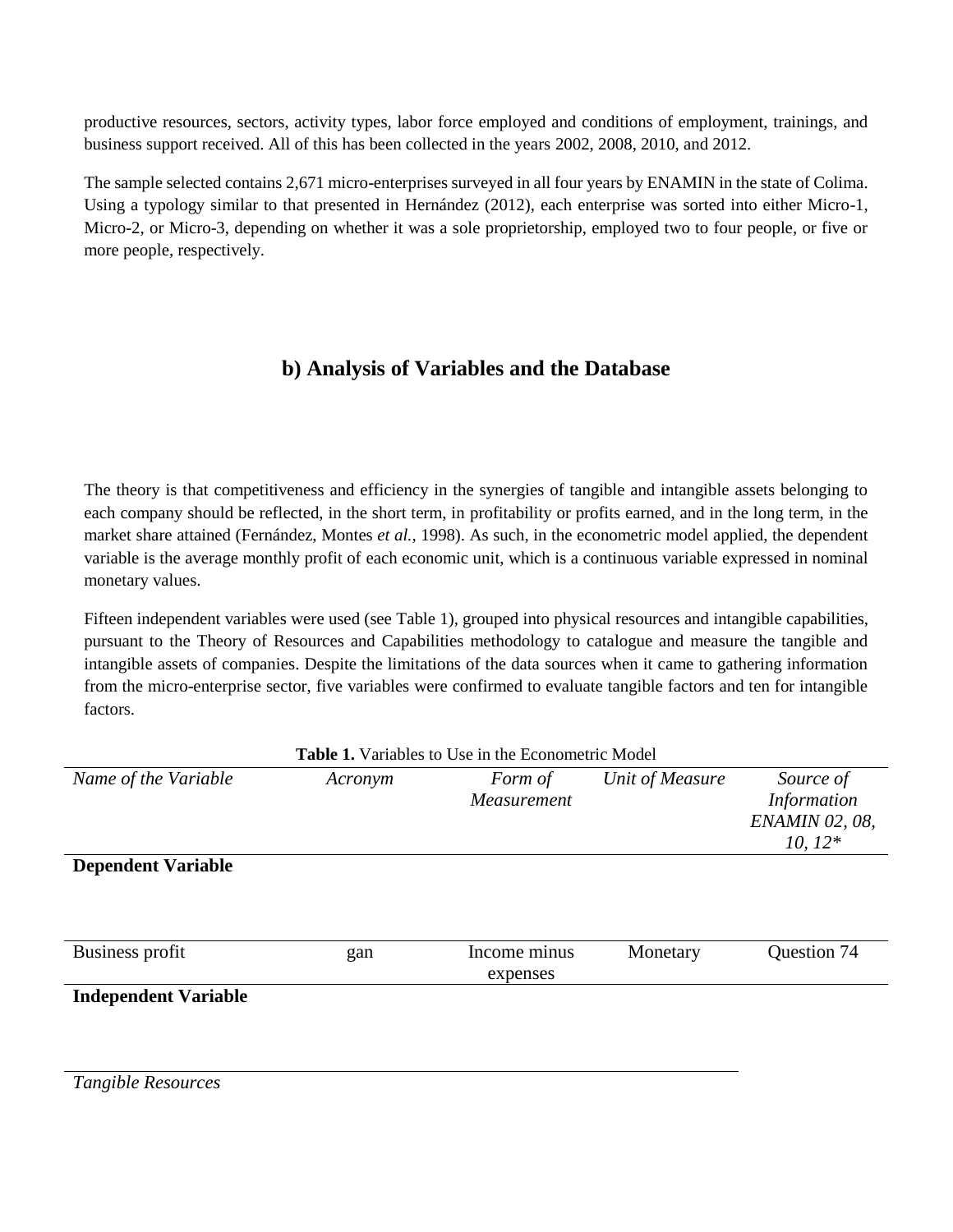productive resources, sectors, activity types, labor force employed and conditions of employment, trainings, and business support received. All of this has been collected in the years 2002, 2008, 2010, and 2012.

The sample selected contains 2,671 micro-enterprises surveyed in all four years by ENAMIN in the state of Colima. Using a typology similar to that presented in Hernández (2012), each enterprise was sorted into either Micro-1, Micro-2, or Micro-3, depending on whether it was a sole proprietorship, employed two to four people, or five or more people, respectively.

## b) Analysis of Variables and the Database

The theory is that competitiveness and efficiency in the synergies of tangible and intangible assets belonging to each company should be reflected, in the short term, in profitability or profits earned, and in the long term, in the market share attained (Fernández, Montes *et al.*, 1998). As such, in the econometric model applied, the dependent variable is the average monthly profit of each economic unit, which is a continuous variable expressed in nominal monetary values.

Fifteen independent variables were used (see Table 1), grouped into physical resources and intangible capabilities, pursuant to the Theory of Resources and Capabilities methodology to catalogue and measure the tangible and intangible assets of companies. Despite the limitations of the data sources when it came to gathering information from the micro-enterprise sector, five variables were confirmed to evaluate tangible factors and ten for intangible factors.

**Table 1.** Variables to Use in the Econometric Model

| *Name of the Variable* | *Acronym* | *Form of Measurement* | *Unit of Measure* | *Source of Information ENAMIN 02, 08, 10, 12\** |
|---|---|---|---|---|
| **Dependent Variable** | | | | |
| Business profit | gan | Income minus expenses | Monetary | Question 74 |
| **Independent Variable** | | | | |
| *Tangible Resources* | | | | |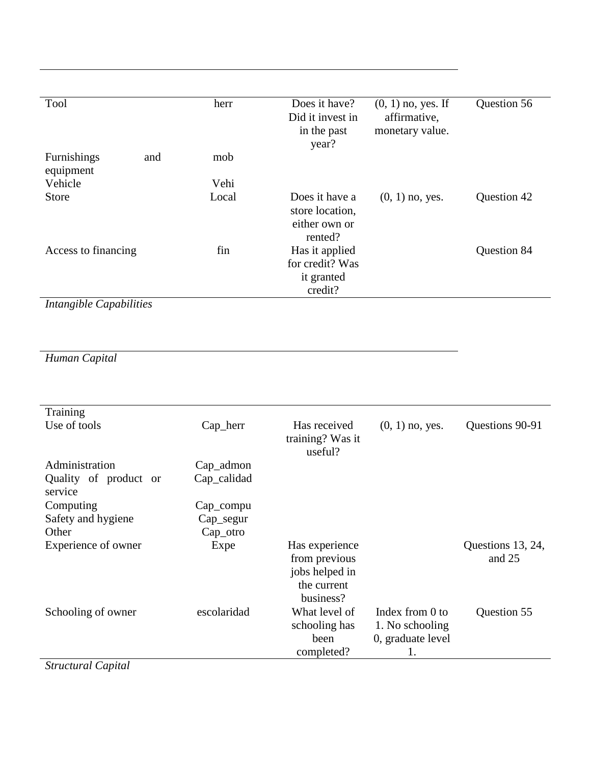| | | | | |
|---|---|---|---|---|
| Tool | herr | Does it have? Did it invest in in the past year? | (0, 1) no, yes. If affirmative, monetary value. | Question 56 |
| Furnishings and equipment | mob | | | |
| Vehicle | Vehi | | | |
| Store | Local | Does it have a store location, either own or rented? | (0, 1) no, yes. | Question 42 |
| Access to financing | fin | Has it applied for credit? Was it granted credit? | | Question 84 |
| *Intangible Capabilities* | | | | |
| *Human Capital* | | | | |
| Training | | | | |
| Use of tools | Cap_herr | Has received training? Was it useful? | (0, 1) no, yes. | Questions 90-91 |
| Administration | Cap_admon | | | |
| Quality of product or service | Cap_calidad | | | |
| Computing | Cap_compu | | | |
| Safety and hygiene | Cap_segur | | | |
| Other | Cap_otro | | | |
| Experience of owner | Expe | Has experience from previous jobs helped in the current business? | | Questions 13, 24, and 25 |
| Schooling of owner | escolaridad | What level of schooling has been completed? | Index from 0 to 1. No schooling 0, graduate level 1. | Question 55 |
| *Structural Capital* | | | | |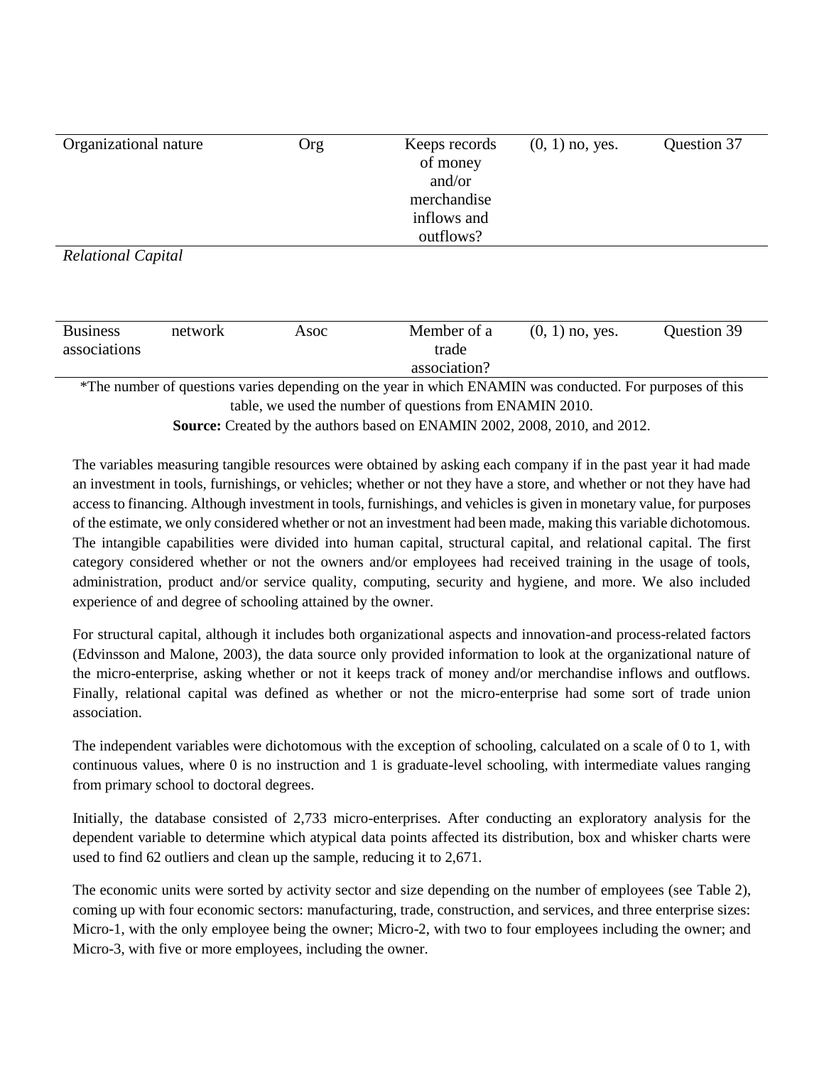| | | | | |
|---|---|---|---|---|
| Organizational nature | Org | Keeps records of money and/or merchandise inflows and outflows? | (0, 1) no, yes. | Question 37 |
| *Relational Capital* | | | | |
| Business network associations | Asoc | Member of a trade association? | (0, 1) no, yes. | Question 39 |

*The number of questions varies depending on the year in which ENAMIN was conducted. For purposes of this table, we used the number of questions from ENAMIN 2010.

**Source:** Created by the authors based on ENAMIN 2002, 2008, 2010, and 2012.

The variables measuring tangible resources were obtained by asking each company if in the past year it had made an investment in tools, furnishings, or vehicles; whether or not they have a store, and whether or not they have had access to financing. Although investment in tools, furnishings, and vehicles is given in monetary value, for purposes of the estimate, we only considered whether or not an investment had been made, making this variable dichotomous. The intangible capabilities were divided into human capital, structural capital, and relational capital. The first category considered whether or not the owners and/or employees had received training in the usage of tools, administration, product and/or service quality, computing, security and hygiene, and more. We also included experience of and degree of schooling attained by the owner.

For structural capital, although it includes both organizational aspects and innovation-and process-related factors (Edvinsson and Malone, 2003), the data source only provided information to look at the organizational nature of the micro-enterprise, asking whether or not it keeps track of money and/or merchandise inflows and outflows. Finally, relational capital was defined as whether or not the micro-enterprise had some sort of trade union association.

The independent variables were dichotomous with the exception of schooling, calculated on a scale of 0 to 1, with continuous values, where 0 is no instruction and 1 is graduate-level schooling, with intermediate values ranging from primary school to doctoral degrees.

Initially, the database consisted of 2,733 micro-enterprises. After conducting an exploratory analysis for the dependent variable to determine which atypical data points affected its distribution, box and whisker charts were used to find 62 outliers and clean up the sample, reducing it to 2,671.

The economic units were sorted by activity sector and size depending on the number of employees (see Table 2), coming up with four economic sectors: manufacturing, trade, construction, and services, and three enterprise sizes: Micro-1, with the only employee being the owner; Micro-2, with two to four employees including the owner; and Micro-3, with five or more employees, including the owner.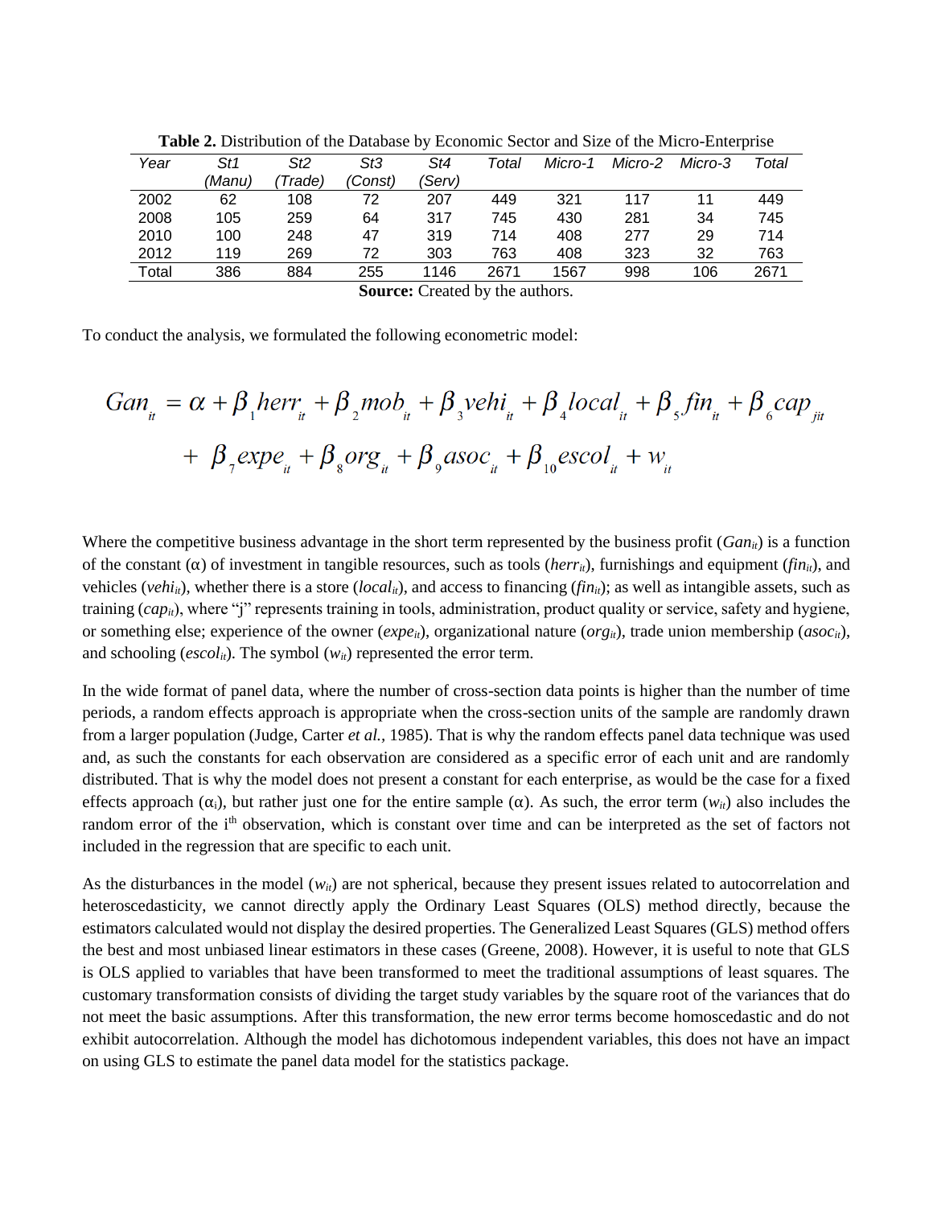**Table 2.** Distribution of the Database by Economic Sector and Size of the Micro-Enterprise

| *Year* | *St1 (Manu)* | *St2 (Trade)* | *St3 (Const)* | *St4 (Serv)* | *Total* | *Micro-1* | *Micro-2* | *Micro-3* | *Total* |
|---|---|---|---|---|---|---|---|---|---|
| 2002 | 62 | 108 | 72 | 207 | 449 | 321 | 117 | 11 | 449 |
| 2008 | 105 | 259 | 64 | 317 | 745 | 430 | 281 | 34 | 745 |
| 2010 | 100 | 248 | 47 | 319 | 714 | 408 | 277 | 29 | 714 |
| 2012 | 119 | 269 | 72 | 303 | 763 | 408 | 323 | 32 | 763 |
| Total | 386 | 884 | 255 | 1146 | 2671 | 1567 | 998 | 106 | 2671 |

**Source:** Created by the authors.

To conduct the analysis, we formulated the following econometric model:

$$Gan_{it} = \alpha + \beta_1 herr_{it} + \beta_2 mob_{it} + \beta_3 vehi_{it} + \beta_4 local_{it} + \beta_5 fin_{it} + \beta_6 cap_{jit} + \beta_7 expe_{it} + \beta_8 org_{it} + \beta_9 asoc_{it} + \beta_{10} escol_{it} + w_{it}$$

Where the competitive business advantage in the short term represented by the business profit ($Gan_{it}$) is a function of the constant ($\alpha$) of investment in tangible resources, such as tools ($herr_{it}$), furnishings and equipment ($fin_{it}$), and vehicles ($vehi_{it}$), whether there is a store ($local_{it}$), and access to financing ($fin_{it}$); as well as intangible assets, such as training ($cap_{it}$), where "j" represents training in tools, administration, product quality or service, safety and hygiene, or something else; experience of the owner ($expe_{it}$), organizational nature ($org_{it}$), trade union membership ($asoc_{it}$), and schooling ($escol_{it}$). The symbol ($w_{it}$) represented the error term.

In the wide format of panel data, where the number of cross-section data points is higher than the number of time periods, a random effects approach is appropriate when the cross-section units of the sample are randomly drawn from a larger population (Judge, Carter *et al.*, 1985). That is why the random effects panel data technique was used and, as such the constants for each observation are considered as a specific error of each unit and are randomly distributed. That is why the model does not present a constant for each enterprise, as would be the case for a fixed effects approach ($\alpha_i$), but rather just one for the entire sample ($\alpha$). As such, the error term ($w_{it}$) also includes the random error of the $i^{th}$ observation, which is constant over time and can be interpreted as the set of factors not included in the regression that are specific to each unit.

As the disturbances in the model ($w_{it}$) are not spherical, because they present issues related to autocorrelation and heteroscedasticity, we cannot directly apply the Ordinary Least Squares (OLS) method directly, because the estimators calculated would not display the desired properties. The Generalized Least Squares (GLS) method offers the best and most unbiased linear estimators in these cases (Greene, 2008). However, it is useful to note that GLS is OLS applied to variables that have been transformed to meet the traditional assumptions of least squares. The customary transformation consists of dividing the target study variables by the square root of the variances that do not meet the basic assumptions. After this transformation, the new error terms become homoscedastic and do not exhibit autocorrelation. Although the model has dichotomous independent variables, this does not have an impact on using GLS to estimate the panel data model for the statistics package.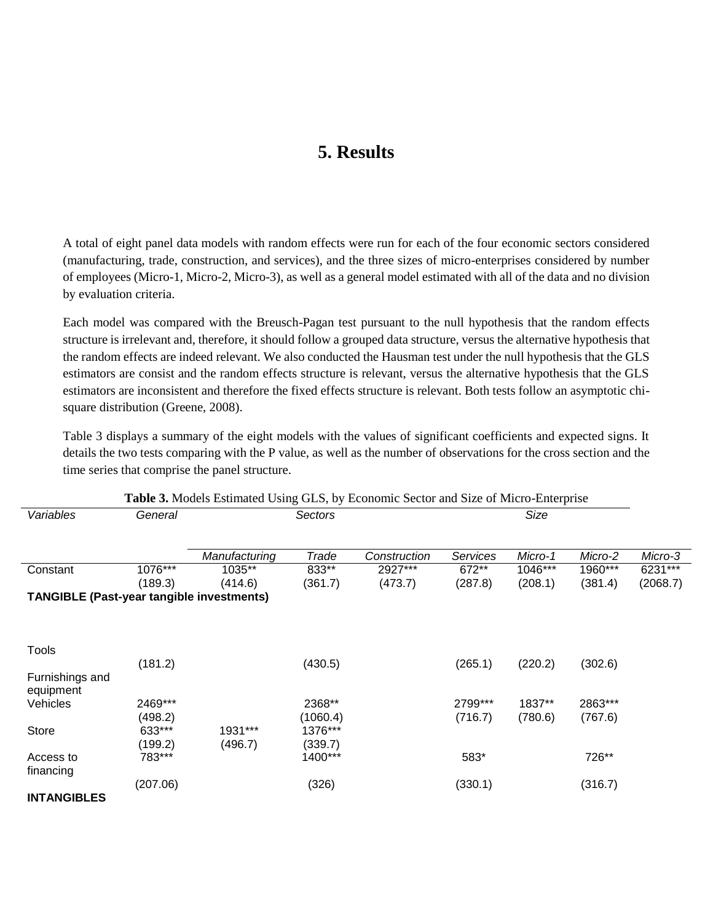# 5. Results

A total of eight panel data models with random effects were run for each of the four economic sectors considered (manufacturing, trade, construction, and services), and the three sizes of micro-enterprises considered by number of employees (Micro-1, Micro-2, Micro-3), as well as a general model estimated with all of the data and no division by evaluation criteria.

Each model was compared with the Breusch-Pagan test pursuant to the null hypothesis that the random effects structure is irrelevant and, therefore, it should follow a grouped data structure, versus the alternative hypothesis that the random effects are indeed relevant. We also conducted the Hausman test under the null hypothesis that the GLS estimators are consist and the random effects structure is relevant, versus the alternative hypothesis that the GLS estimators are inconsistent and therefore the fixed effects structure is relevant. Both tests follow an asymptotic chi-square distribution (Greene, 2008).

Table 3 displays a summary of the eight models with the values of significant coefficients and expected signs. It details the two tests comparing with the P value, as well as the number of observations for the cross section and the time series that comprise the panel structure.

**Table 3.** Models Estimated Using GLS, by Economic Sector and Size of Micro-Enterprise

| *Variables* | *General* | *Sectors* | | | | *Size* | | |
|---|---|---|---|---|---|---|---|---|
| | | *Manufacturing* | *Trade* | *Construction* | *Services* | *Micro-1* | *Micro-2* | *Micro-3* |
| Constant | 1076*** | 1035** | 833** | 2927*** | 672** | 1046*** | 1960*** | 6231*** |
| | (189.3) | (414.6) | (361.7) | (473.7) | (287.8) | (208.1) | (381.4) | (2068.7) |
| **TANGIBLE (Past-year tangible investments)** | | | | | | | | |
| Tools | | | | | | | | |
| | (181.2) | | (430.5) | | (265.1) | (220.2) | (302.6) | |
| Furnishings and equipment | | | | | | | | |
| Vehicles | 2469*** | | 2368** | | 2799*** | 1837** | 2863*** | |
| | (498.2) | | (1060.4) | | (716.7) | (780.6) | (767.6) | |
| Store | 633*** | 1931*** | 1376*** | | | | | |
| | (199.2) | (496.7) | (339.7) | | | | | |
| Access to financing | 783*** | | 1400*** | | 583* | | 726** | |
| | (207.06) | | (326) | | (330.1) | | (316.7) | |
| **INTANGIBLES** | | | | | | | | |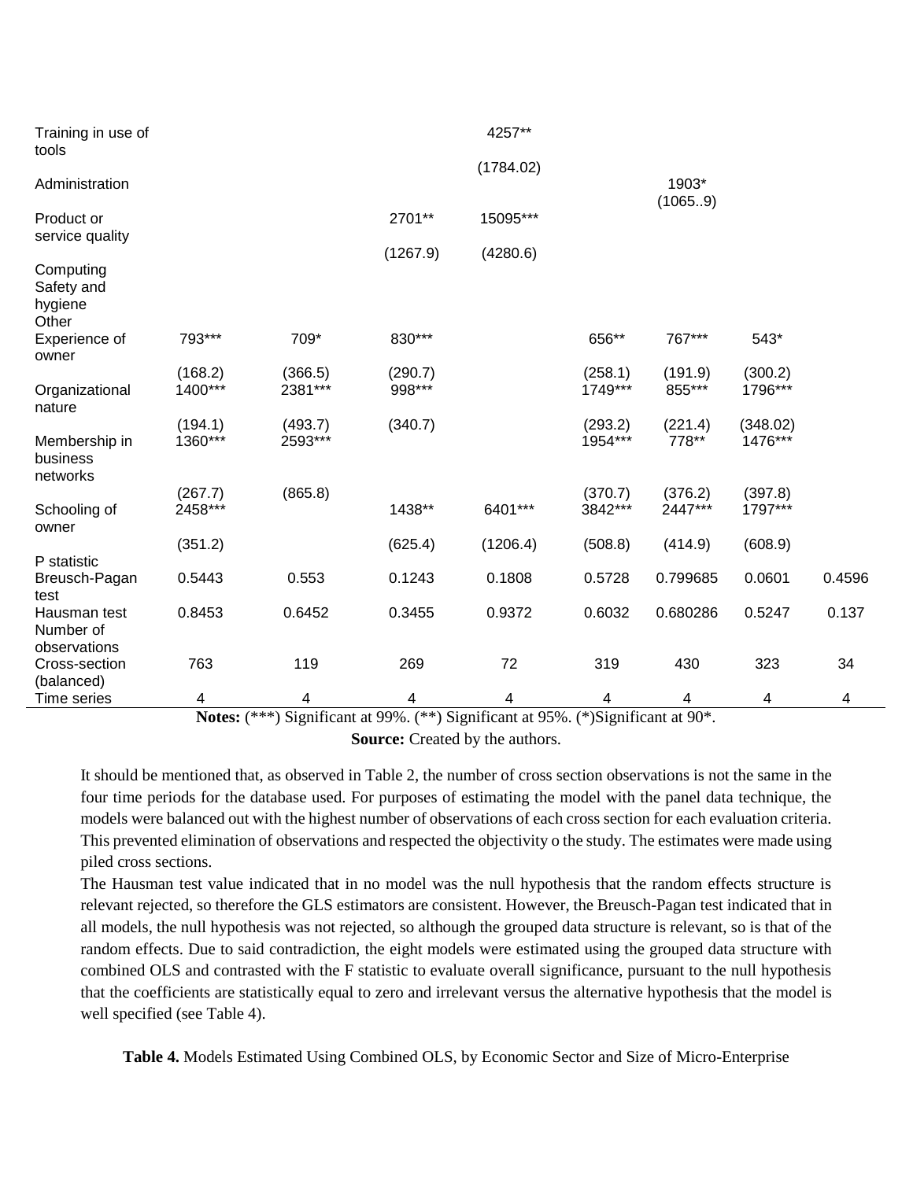| | | | | | | | | |
|---|---|---|---|---|---|---|---|---|
| Training in use of tools | | | | 4257** | | | | |
| | | | | (1784.02) | | | | |
| Administration | | | | | | 1903* | | |
| | | | | | | (1065..9) | | |
| Product or service quality | | | 2701** | 15095*** | | | | |
| | | | (1267.9) | (4280.6) | | | | |
| Computing | | | | | | | | |
| Safety and hygiene | | | | | | | | |
| Other | | | | | | | | |
| Experience of owner | 793*** | 709* | 830*** | | 656** | 767*** | 543* | |
| | (168.2) | (366.5) | (290.7) | | (258.1) | (191.9) | (300.2) | |
| Organizational nature | 1400*** | 2381*** | 998*** | | 1749*** | 855*** | 1796*** | |
| | (194.1) | (493.7) | (340.7) | | (293.2) | (221.4) | (348.02) | |
| Membership in business networks | 1360*** | 2593*** | | | 1954*** | 778** | 1476*** | |
| | (267.7) | (865.8) | | | (370.7) | (376.2) | (397.8) | |
| Schooling of owner | 2458*** | | 1438** | 6401*** | 3842*** | 2447*** | 1797*** | |
| | (351.2) | | (625.4) | (1206.4) | (508.8) | (414.9) | (608.9) | |
| P statistic | | | | | | | | |
| Breusch-Pagan test | 0.5443 | 0.553 | 0.1243 | 0.1808 | 0.5728 | 0.799685 | 0.0601 | 0.4596 |
| Hausman test | 0.8453 | 0.6452 | 0.3455 | 0.9372 | 0.6032 | 0.680286 | 0.5247 | 0.137 |
| Number of observations | | | | | | | | |
| Cross-section (balanced) | 763 | 119 | 269 | 72 | 319 | 430 | 323 | 34 |
| Time series | 4 | 4 | 4 | 4 | 4 | 4 | 4 | 4 |

**Notes:** (***) Significant at 99%. (**) Significant at 95%. (*)Significant at 90*.

**Source:** Created by the authors.

It should be mentioned that, as observed in Table 2, the number of cross section observations is not the same in the four time periods for the database used. For purposes of estimating the model with the panel data technique, the models were balanced out with the highest number of observations of each cross section for each evaluation criteria. This prevented elimination of observations and respected the objectivity o the study. The estimates were made using piled cross sections.

The Hausman test value indicated that in no model was the null hypothesis that the random effects structure is relevant rejected, so therefore the GLS estimators are consistent. However, the Breusch-Pagan test indicated that in all models, the null hypothesis was not rejected, so although the grouped data structure is relevant, so is that of the random effects. Due to said contradiction, the eight models were estimated using the grouped data structure with combined OLS and contrasted with the F statistic to evaluate overall significance, pursuant to the null hypothesis that the coefficients are statistically equal to zero and irrelevant versus the alternative hypothesis that the model is well specified (see Table 4).

**Table 4.** Models Estimated Using Combined OLS, by Economic Sector and Size of Micro-Enterprise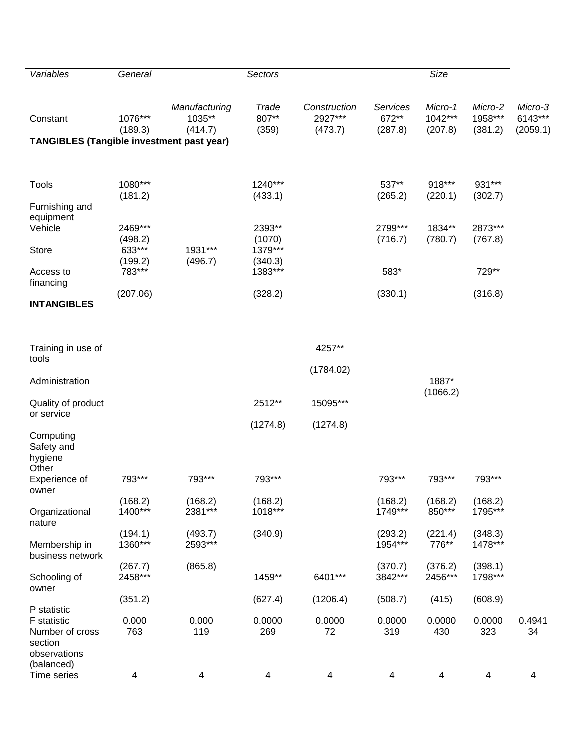| *Variables* | *General* | *Sectors* | | | | *Size* | | |
|---|---|---|---|---|---|---|---|---|
| | | *Manufacturing* | *Trade* | *Construction* | *Services* | *Micro-1* | *Micro-2* | *Micro-3* |
| Constant | 1076*** | 1035** | 807** | 2927*** | 672** | 1042*** | 1958*** | 6143*** |
| | (189.3) | (414.7) | (359) | (473.7) | (287.8) | (207.8) | (381.2) | (2059.1) |
| **TANGIBLES (Tangible investment past year)** | | | | | | | | |
| Tools | 1080*** | | 1240*** | | 537** | 918*** | 931*** | |
| | (181.2) | | (433.1) | | (265.2) | (220.1) | (302.7) | |
| Furnishing and equipment | | | | | | | | |
| Vehicle | 2469*** | | 2393** | | 2799*** | 1834** | 2873*** | |
| | (498.2) | | (1070) | | (716.7) | (780.7) | (767.8) | |
| Store | 633*** | 1931*** | 1379*** | | | | | |
| | (199.2) | (496.7) | (340.3) | | | | | |
| Access to financing | 783*** | | 1383*** | | 583* | | 729** | |
| | (207.06) | | (328.2) | | (330.1) | | (316.8) | |
| **INTANGIBLES** | | | | | | | | |
| Training in use of tools | | | | 4257** | | | | |
| | | | | (1784.02) | | | | |
| Administration | | | | | | 1887* | | |
| | | | | | | (1066.2) | | |
| Quality of product or service | | | 2512** | 15095*** | | | | |
| | | | (1274.8) | (1274.8) | | | | |
| Computing | | | | | | | | |
| Safety and hygiene | | | | | | | | |
| Other | | | | | | | | |
| Experience of owner | 793*** | 793*** | 793*** | | 793*** | 793*** | 793*** | |
| | (168.2) | (168.2) | (168.2) | | (168.2) | (168.2) | (168.2) | |
| Organizational nature | 1400*** | 2381*** | 1018*** | | 1749*** | 850*** | 1795*** | |
| | (194.1) | (493.7) | (340.9) | | (293.2) | (221.4) | (348.3) | |
| Membership in business network | 1360*** | 2593*** | | | 1954*** | 776** | 1478*** | |
| | (267.7) | (865.8) | | | (370.7) | (376.2) | (398.1) | |
| Schooling of owner | 2458*** | | 1459** | 6401*** | 3842*** | 2456*** | 1798*** | |
| | (351.2) | | (627.4) | (1206.4) | (508.7) | (415) | (608.9) | |
| P statistic | | | | | | | | |
| F statistic | 0.000 | 0.000 | 0.0000 | 0.0000 | 0.0000 | 0.0000 | 0.0000 | 0.4941 |
| Number of cross section observations (balanced) | 763 | 119 | 269 | 72 | 319 | 430 | 323 | 34 |
| Time series | 4 | 4 | 4 | 4 | 4 | 4 | 4 | 4 |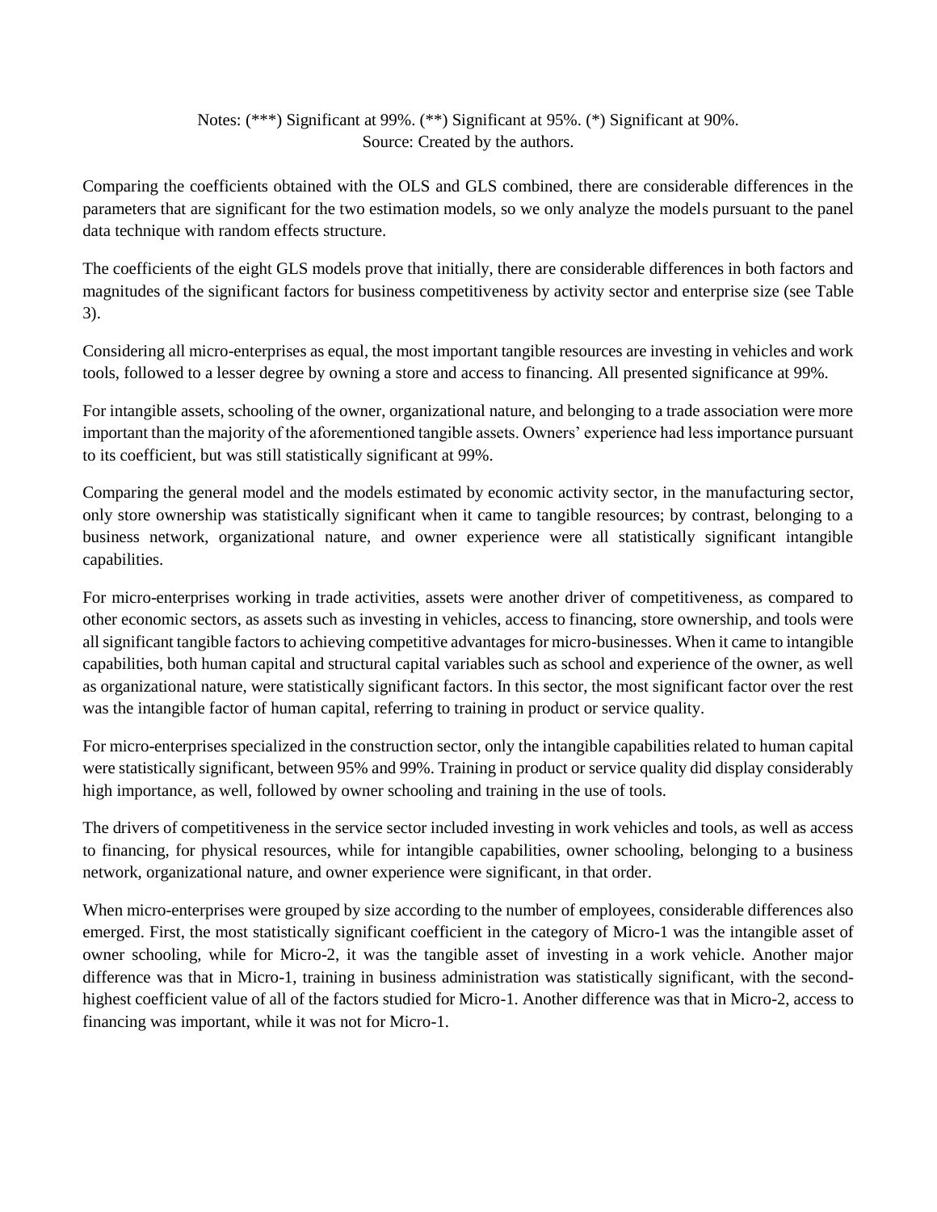Notes: (***) Significant at 99%. (**) Significant at 95%. (*) Significant at 90%.
Source: Created by the authors.

Comparing the coefficients obtained with the OLS and GLS combined, there are considerable differences in the parameters that are significant for the two estimation models, so we only analyze the models pursuant to the panel data technique with random effects structure.

The coefficients of the eight GLS models prove that initially, there are considerable differences in both factors and magnitudes of the significant factors for business competitiveness by activity sector and enterprise size (see Table 3).

Considering all micro-enterprises as equal, the most important tangible resources are investing in vehicles and work tools, followed to a lesser degree by owning a store and access to financing. All presented significance at 99%.

For intangible assets, schooling of the owner, organizational nature, and belonging to a trade association were more important than the majority of the aforementioned tangible assets. Owners' experience had less importance pursuant to its coefficient, but was still statistically significant at 99%.

Comparing the general model and the models estimated by economic activity sector, in the manufacturing sector, only store ownership was statistically significant when it came to tangible resources; by contrast, belonging to a business network, organizational nature, and owner experience were all statistically significant intangible capabilities.

For micro-enterprises working in trade activities, assets were another driver of competitiveness, as compared to other economic sectors, as assets such as investing in vehicles, access to financing, store ownership, and tools were all significant tangible factors to achieving competitive advantages for micro-businesses. When it came to intangible capabilities, both human capital and structural capital variables such as school and experience of the owner, as well as organizational nature, were statistically significant factors. In this sector, the most significant factor over the rest was the intangible factor of human capital, referring to training in product or service quality.

For micro-enterprises specialized in the construction sector, only the intangible capabilities related to human capital were statistically significant, between 95% and 99%. Training in product or service quality did display considerably high importance, as well, followed by owner schooling and training in the use of tools.

The drivers of competitiveness in the service sector included investing in work vehicles and tools, as well as access to financing, for physical resources, while for intangible capabilities, owner schooling, belonging to a business network, organizational nature, and owner experience were significant, in that order.

When micro-enterprises were grouped by size according to the number of employees, considerable differences also emerged. First, the most statistically significant coefficient in the category of Micro-1 was the intangible asset of owner schooling, while for Micro-2, it was the tangible asset of investing in a work vehicle. Another major difference was that in Micro-1, training in business administration was statistically significant, with the second-highest coefficient value of all of the factors studied for Micro-1. Another difference was that in Micro-2, access to financing was important, while it was not for Micro-1.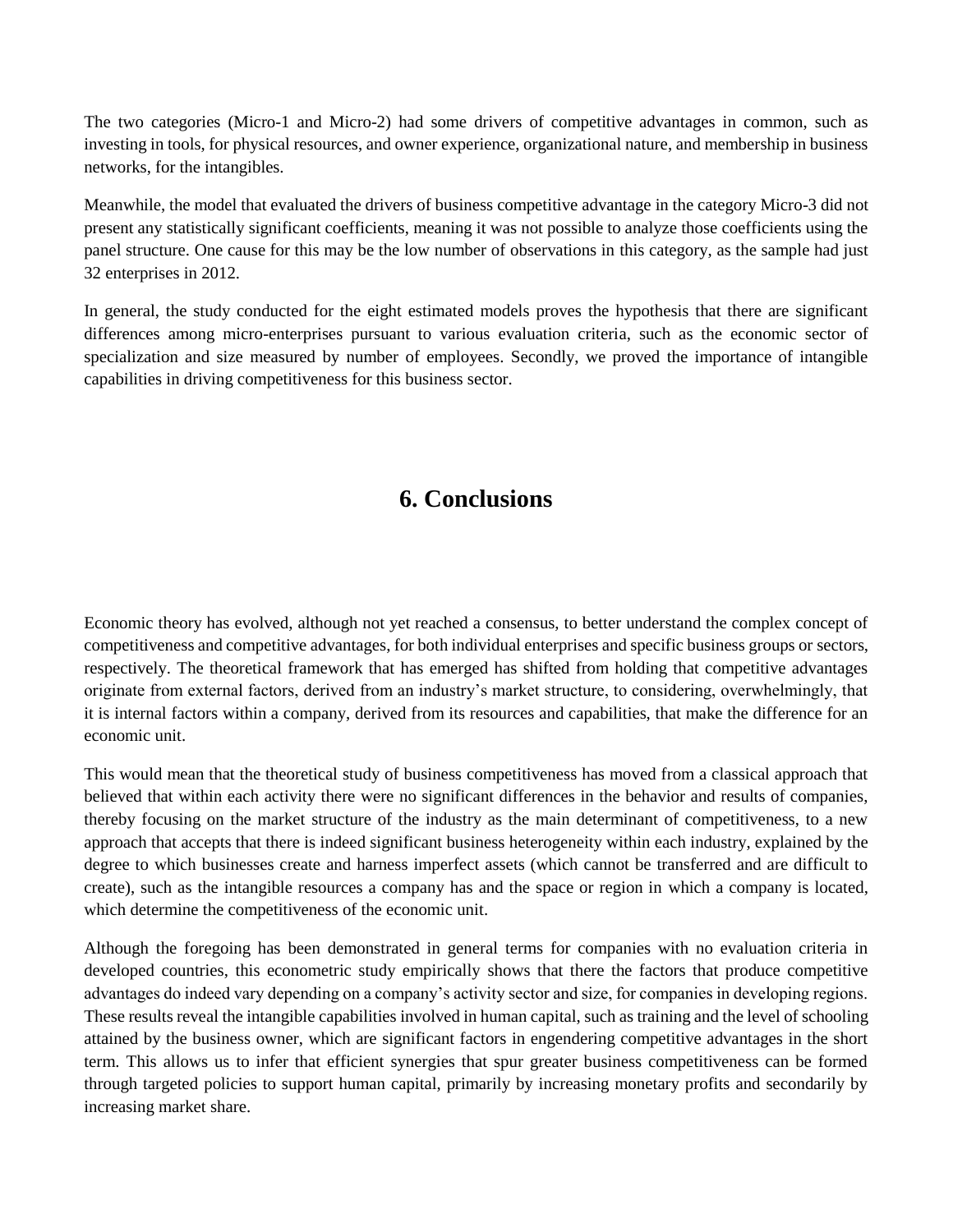The two categories (Micro-1 and Micro-2) had some drivers of competitive advantages in common, such as investing in tools, for physical resources, and owner experience, organizational nature, and membership in business networks, for the intangibles.

Meanwhile, the model that evaluated the drivers of business competitive advantage in the category Micro-3 did not present any statistically significant coefficients, meaning it was not possible to analyze those coefficients using the panel structure. One cause for this may be the low number of observations in this category, as the sample had just 32 enterprises in 2012.

In general, the study conducted for the eight estimated models proves the hypothesis that there are significant differences among micro-enterprises pursuant to various evaluation criteria, such as the economic sector of specialization and size measured by number of employees. Secondly, we proved the importance of intangible capabilities in driving competitiveness for this business sector.

# 6. Conclusions

Economic theory has evolved, although not yet reached a consensus, to better understand the complex concept of competitiveness and competitive advantages, for both individual enterprises and specific business groups or sectors, respectively. The theoretical framework that has emerged has shifted from holding that competitive advantages originate from external factors, derived from an industry's market structure, to considering, overwhelmingly, that it is internal factors within a company, derived from its resources and capabilities, that make the difference for an economic unit.

This would mean that the theoretical study of business competitiveness has moved from a classical approach that believed that within each activity there were no significant differences in the behavior and results of companies, thereby focusing on the market structure of the industry as the main determinant of competitiveness, to a new approach that accepts that there is indeed significant business heterogeneity within each industry, explained by the degree to which businesses create and harness imperfect assets (which cannot be transferred and are difficult to create), such as the intangible resources a company has and the space or region in which a company is located, which determine the competitiveness of the economic unit.

Although the foregoing has been demonstrated in general terms for companies with no evaluation criteria in developed countries, this econometric study empirically shows that there the factors that produce competitive advantages do indeed vary depending on a company's activity sector and size, for companies in developing regions. These results reveal the intangible capabilities involved in human capital, such as training and the level of schooling attained by the business owner, which are significant factors in engendering competitive advantages in the short term. This allows us to infer that efficient synergies that spur greater business competitiveness can be formed through targeted policies to support human capital, primarily by increasing monetary profits and secondarily by increasing market share.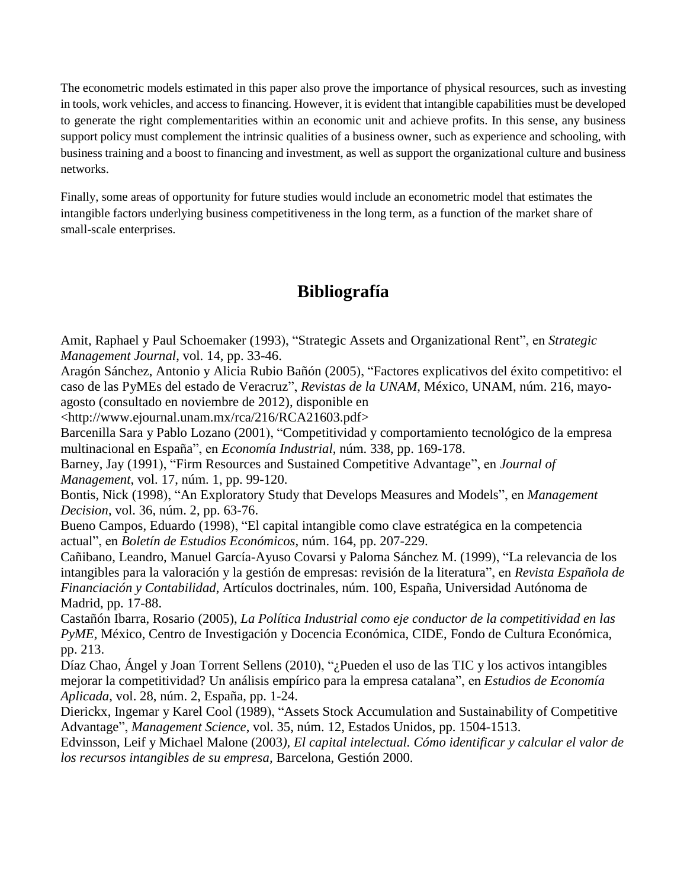The econometric models estimated in this paper also prove the importance of physical resources, such as investing in tools, work vehicles, and access to financing. However, it is evident that intangible capabilities must be developed to generate the right complementarities within an economic unit and achieve profits. In this sense, any business support policy must complement the intrinsic qualities of a business owner, such as experience and schooling, with business training and a boost to financing and investment, as well as support the organizational culture and business networks.

Finally, some areas of opportunity for future studies would include an econometric model that estimates the intangible factors underlying business competitiveness in the long term, as a function of the market share of small-scale enterprises.

## Bibliografía

Amit, Raphael y Paul Schoemaker (1993), "Strategic Assets and Organizational Rent", en *Strategic Management Journal*, vol. 14, pp. 33-46.

Aragón Sánchez, Antonio y Alicia Rubio Bañón (2005), "Factores explicativos del éxito competitivo: el caso de las PyMEs del estado de Veracruz", *Revistas de la UNAM*, México, UNAM, núm. 216, mayo-agosto (consultado en noviembre de 2012), disponible en <http://www.ejournal.unam.mx/rca/216/RCA21603.pdf>

Barcenilla Sara y Pablo Lozano (2001), "Competitividad y comportamiento tecnológico de la empresa multinacional en España", en *Economía Industrial*, núm. 338, pp. 169-178.

Barney, Jay (1991), "Firm Resources and Sustained Competitive Advantage", en *Journal of Management*, vol. 17, núm. 1, pp. 99-120.

Bontis, Nick (1998), "An Exploratory Study that Develops Measures and Models", en *Management Decision*, vol. 36, núm. 2, pp. 63-76.

Bueno Campos, Eduardo (1998), "El capital intangible como clave estratégica en la competencia actual", en *Boletín de Estudios Económicos*, núm. 164, pp. 207-229.

Cañibano, Leandro, Manuel García-Ayuso Covarsi y Paloma Sánchez M. (1999), "La relevancia de los intangibles para la valoración y la gestión de empresas: revisión de la literatura", en *Revista Española de Financiación y Contabilidad*, Artículos doctrinales, núm. 100, España, Universidad Autónoma de Madrid, pp. 17-88.

Castañón Ibarra, Rosario (2005), *La Política Industrial como eje conductor de la competitividad en las PyME*, México, Centro de Investigación y Docencia Económica, CIDE, Fondo de Cultura Económica, pp. 213.

Díaz Chao, Ángel y Joan Torrent Sellens (2010), "¿Pueden el uso de las TIC y los activos intangibles mejorar la competitividad? Un análisis empírico para la empresa catalana", en *Estudios de Economía Aplicada*, vol. 28, núm. 2, España, pp. 1-24.

Dierickx, Ingemar y Karel Cool (1989), "Assets Stock Accumulation and Sustainability of Competitive Advantage", *Management Science*, vol. 35, núm. 12, Estados Unidos, pp. 1504-1513.

Edvinsson, Leif y Michael Malone (2003), *El capital intelectual. Cómo identificar y calcular el valor de los recursos intangibles de su empresa*, Barcelona, Gestión 2000.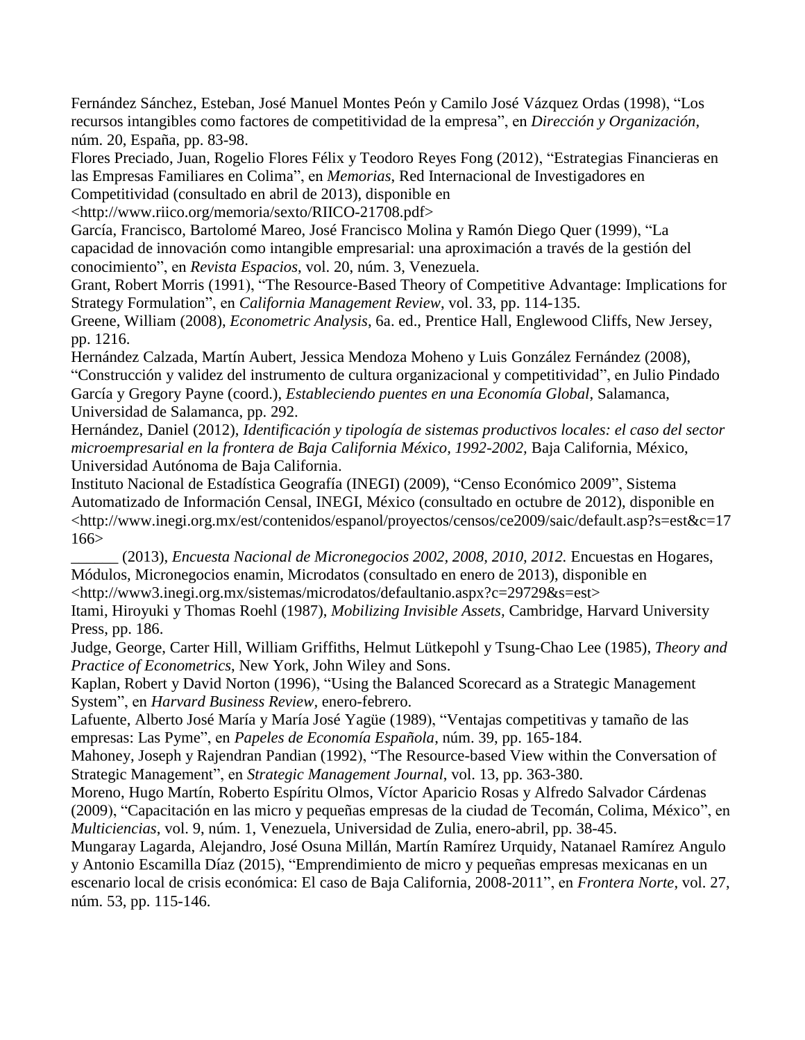Fernández Sánchez, Esteban, José Manuel Montes Peón y Camilo José Vázquez Ordas (1998), "Los recursos intangibles como factores de competitividad de la empresa", en *Dirección y Organización*, núm. 20, España, pp. 83-98.

Flores Preciado, Juan, Rogelio Flores Félix y Teodoro Reyes Fong (2012), "Estrategias Financieras en las Empresas Familiares en Colima", en *Memorias*, Red Internacional de Investigadores en Competitividad (consultado en abril de 2013), disponible en <http://www.riico.org/memoria/sexto/RIICO-21708.pdf>

García, Francisco, Bartolomé Mareo, José Francisco Molina y Ramón Diego Quer (1999), "La capacidad de innovación como intangible empresarial: una aproximación a través de la gestión del conocimiento", en *Revista Espacios*, vol. 20, núm. 3, Venezuela.

Grant, Robert Morris (1991), "The Resource-Based Theory of Competitive Advantage: Implications for Strategy Formulation", en *California Management Review*, vol. 33, pp. 114-135.

Greene, William (2008), *Econometric Analysis*, 6a. ed., Prentice Hall, Englewood Cliffs, New Jersey, pp. 1216.

Hernández Calzada, Martín Aubert, Jessica Mendoza Moheno y Luis González Fernández (2008), "Construcción y validez del instrumento de cultura organizacional y competitividad", en Julio Pindado García y Gregory Payne (coord.), *Estableciendo puentes en una Economía Global*, Salamanca, Universidad de Salamanca, pp. 292.

Hernández, Daniel (2012), *Identificación y tipología de sistemas productivos locales: el caso del sector microempresarial en la frontera de Baja California México, 1992-2002*, Baja California, México, Universidad Autónoma de Baja California.

Instituto Nacional de Estadística Geografía (INEGI) (2009), "Censo Económico 2009", Sistema Automatizado de Información Censal, INEGI, México (consultado en octubre de 2012), disponible en <http://www.inegi.org.mx/est/contenidos/espanol/proyectos/censos/ce2009/saic/default.asp?s=est&c=17166>

______ (2013), *Encuesta Nacional de Micronegocios 2002, 2008, 2010, 2012.* Encuestas en Hogares, Módulos, Micronegocios enamin, Microdatos (consultado en enero de 2013), disponible en <http://www3.inegi.org.mx/sistemas/microdatos/defaultanio.aspx?c=29729&s=est>

Itami, Hiroyuki y Thomas Roehl (1987), *Mobilizing Invisible Assets*, Cambridge, Harvard University Press, pp. 186.

Judge, George, Carter Hill, William Griffiths, Helmut Lütkepohl y Tsung-Chao Lee (1985), *Theory and Practice of Econometrics*, New York, John Wiley and Sons.

Kaplan, Robert y David Norton (1996), "Using the Balanced Scorecard as a Strategic Management System", en *Harvard Business Review*, enero-febrero.

Lafuente, Alberto José María y María José Yagüe (1989), "Ventajas competitivas y tamaño de las empresas: Las Pyme", en *Papeles de Economía Española*, núm. 39, pp. 165-184.

Mahoney, Joseph y Rajendran Pandian (1992), "The Resource-based View within the Conversation of Strategic Management", en *Strategic Management Journal*, vol. 13, pp. 363-380.

Moreno, Hugo Martín, Roberto Espíritu Olmos, Víctor Aparicio Rosas y Alfredo Salvador Cárdenas (2009), "Capacitación en las micro y pequeñas empresas de la ciudad de Tecomán, Colima, México", en *Multiciencias*, vol. 9, núm. 1, Venezuela, Universidad de Zulia, enero-abril, pp. 38-45.

Mungaray Lagarda, Alejandro, José Osuna Millán, Martín Ramírez Urquidy, Natanael Ramírez Angulo y Antonio Escamilla Díaz (2015), "Emprendimiento de micro y pequeñas empresas mexicanas en un escenario local de crisis económica: El caso de Baja California, 2008-2011", en *Frontera Norte*, vol. 27, núm. 53, pp. 115-146.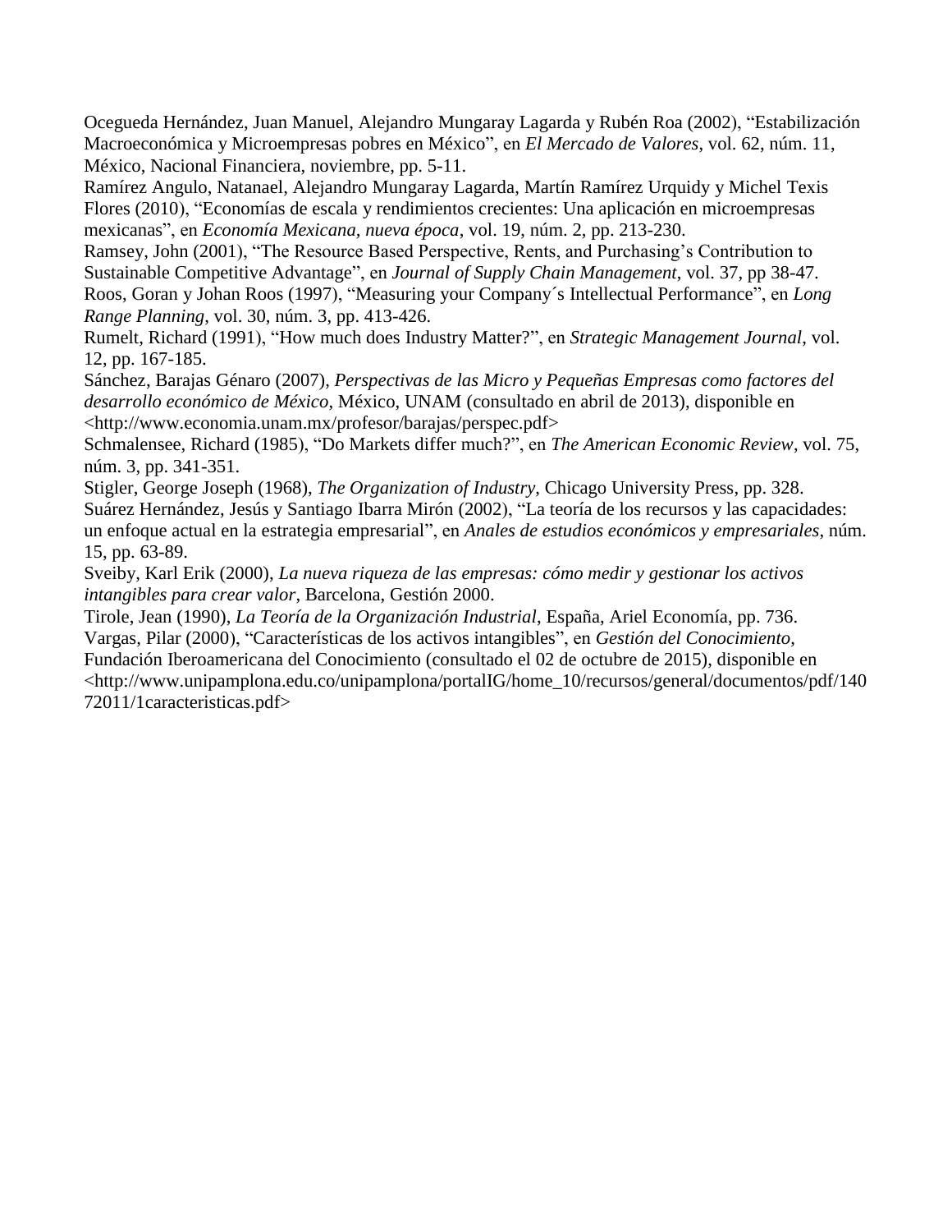Ocegueda Hernández, Juan Manuel, Alejandro Mungaray Lagarda y Rubén Roa (2002), “Estabilización Macroeconómica y Microempresas pobres en México”, en *El Mercado de Valores*, vol. 62, núm. 11, México, Nacional Financiera, noviembre, pp. 5-11.

Ramírez Angulo, Natanael, Alejandro Mungaray Lagarda, Martín Ramírez Urquidy y Michel Texis Flores (2010), “Economías de escala y rendimientos crecientes: Una aplicación en microempresas mexicanas”, en *Economía Mexicana, nueva época*, vol. 19, núm. 2, pp. 213-230.

Ramsey, John (2001), “The Resource Based Perspective, Rents, and Purchasing’s Contribution to Sustainable Competitive Advantage”, en *Journal of Supply Chain Management*, vol. 37, pp 38-47.

Roos, Goran y Johan Roos (1997), “Measuring your Company´s Intellectual Performance”, en *Long Range Planning*, vol. 30, núm. 3, pp. 413-426.

Rumelt, Richard (1991), “How much does Industry Matter?”, en *Strategic Management Journal*, vol. 12, pp. 167-185.

Sánchez, Barajas Génaro (2007), *Perspectivas de las Micro y Pequeñas Empresas como factores del desarrollo económico de México*, México, UNAM (consultado en abril de 2013), disponible en <http://www.economia.unam.mx/profesor/barajas/perspec.pdf>

Schmalensee, Richard (1985), “Do Markets differ much?”, en *The American Economic Review*, vol. 75, núm. 3, pp. 341-351.

Stigler, George Joseph (1968), *The Organization of Industry*, Chicago University Press, pp. 328.

Suárez Hernández, Jesús y Santiago Ibarra Mirón (2002), “La teoría de los recursos y las capacidades: un enfoque actual en la estrategia empresarial”, en *Anales de estudios económicos y empresariales*, núm. 15, pp. 63-89.

Sveiby, Karl Erik (2000), *La nueva riqueza de las empresas: cómo medir y gestionar los activos intangibles para crear valor*, Barcelona, Gestión 2000.

Tirole, Jean (1990), *La Teoría de la Organización Industrial*, España, Ariel Economía, pp. 736.

Vargas, Pilar (2000), “Características de los activos intangibles”, en *Gestión del Conocimiento*, Fundación Iberoamericana del Conocimiento (consultado el 02 de octubre de 2015), disponible en <http://www.unipamplona.edu.co/unipamplona/portalIG/home_10/recursos/general/documentos/pdf/14072011/1caracteristicas.pdf>